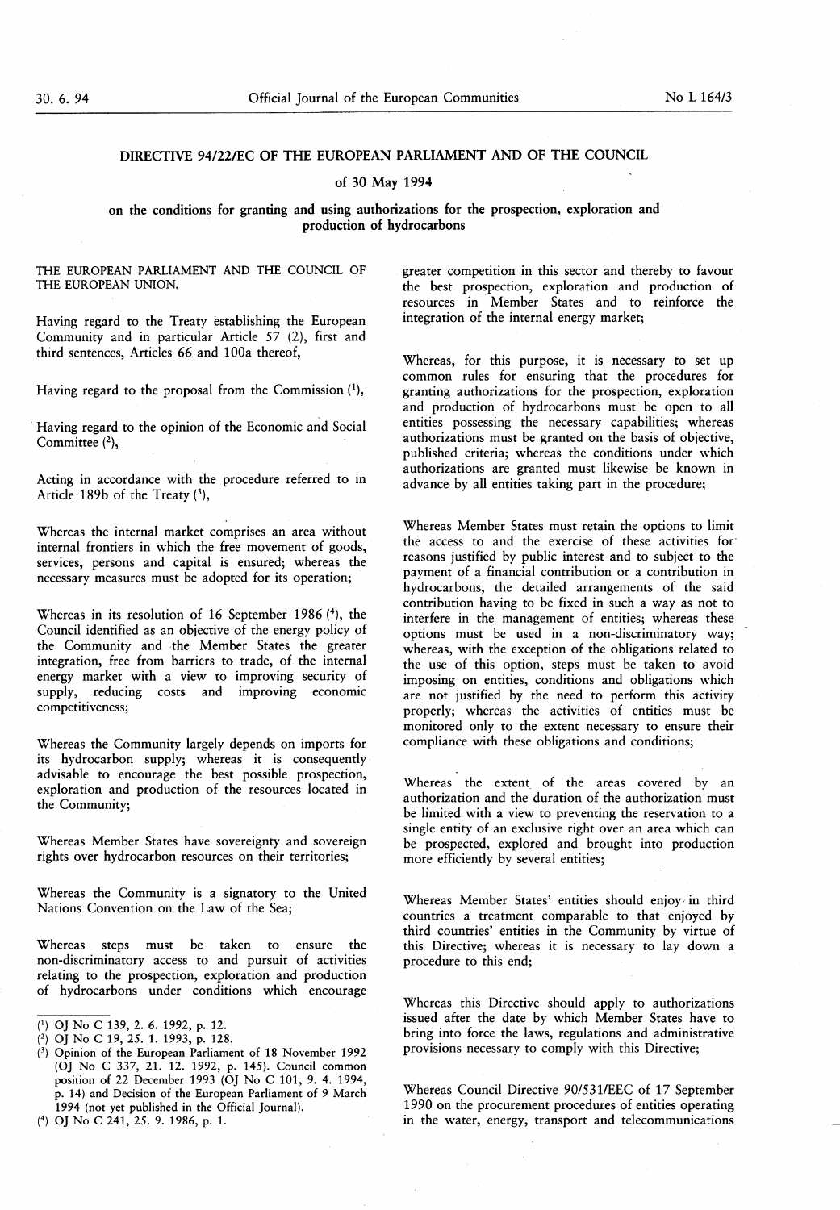# DIRECTIVE 94/22/EC OF THE EUROPEAN PARLIAMENT AND OF THE COUNCIL

## of 30 May 1994

## on the conditions for granting and using authorizations for the prospection, exploration and production of hydrocarbons

THE EUROPEAN PARLIAMENT AND THE COUNCIL OF THE EUROPEAN UNION,

Having regard to the Treaty establishing the European Community and in particular Article 57 (2), first and third sentences, Articles 66 and 100a thereof,

Having regard to the proposal from the Commission [1],

Having regard to the opinion of the Economic and Social Committee [2],

Acting in accordance with the procedure referred to in Article 189b of the Treaty [3],

Whereas the internal market comprises an area without internal frontiers in which the free movement of goods, services, persons and capital is ensured; whereas the necessary measures must be adopted for its operation;

Whereas in its resolution of 16 September 1986 [4], the Council identified as an objective of the energy policy of the Community and the Member States the greater integration, free from barriers to trade, of the internal energy market with a view to improving security of supply, reducing costs and improving economic competitiveness;

Whereas the Community largely depends on imports for its hydrocarbon supply; whereas it is consequently advisable to encourage the best possible prospection, exploration and production of the resources located in the Community;

Whereas Member States have sovereignty and sovereign rights over hydrocarbon resources on their territories;

Whereas the Community is a signatory to the United Nations Convention on the Law of the Sea;

Whereas steps must be taken to ensure the non-discriminatory access to and pursuit of activities relating to the prospection, exploration and production of hydrocarbons under conditions which encourage greater competition in this sector and thereby to favour the best prospection, exploration and production of resources in Member States and to reinforce the integration of the internal energy market;

Whereas, for this purpose, it is necessary to set up common rules for ensuring that the procedures for granting authorizations for the prospection, exploration and production of hydrocarbons must be open to all entities possessing the necessary capabilities; whereas authorizations must be granted on the basis of objective, published criteria; whereas the conditions under which authorizations are granted must likewise be known in advance by all entities taking part in the procedure;

Whereas Member States must retain the options to limit the access to and the exercise of these activities for reasons justified by public interest and to subject to the payment of a financial contribution or a contribution in hydrocarbons, the detailed arrangements of the said contribution having to be fixed in such a way as not to interfere in the management of entities; whereas these options must be used in a non-discriminatory way; whereas, with the exception of the obligations related to the use of this option, steps must be taken to avoid imposing on entities, conditions and obligations which are not justified by the need to perform this activity properly; whereas the activities of entities must be monitored only to the extent necessary to ensure their compliance with these obligations and conditions;

Whereas the extent of the areas covered by an authorization and the duration of the authorization must be limited with a view to preventing the reservation to a single entity of an exclusive right over an area which can be prospected, explored and brought into production more efficiently by several entities;

Whereas Member States' entities should enjoy in third countries a treatment comparable to that enjoyed by third countries' entities in the Community by virtue of this Directive; whereas it is necessary to lay down a procedure to this end;

Whereas this Directive should apply to authorizations issued after the date by which Member States have to bring into force the laws, regulations and administrative provisions necessary to comply with this Directive;

Whereas Council Directive 90/531/EEC of 17 September 1990 on the procurement procedures of entities operating in the water, energy, transport and telecommunications

---

[1] OJ No C 139, 2. 6. 1992, p. 12.

[2] OJ No C 19, 25. 1. 1993, p. 128.

[3] Opinion of the European Parliament of 18 November 1992 (OJ No C 337, 21. 12. 1992, p. 145). Council common position of 22 December 1993 (OJ No C 101, 9. 4. 1994, p. 14) and Decision of the European Parliament of 9 March 1994 (not yet published in the Official Journal).

[4] OJ No C 241, 25. 9. 1986, p. 1.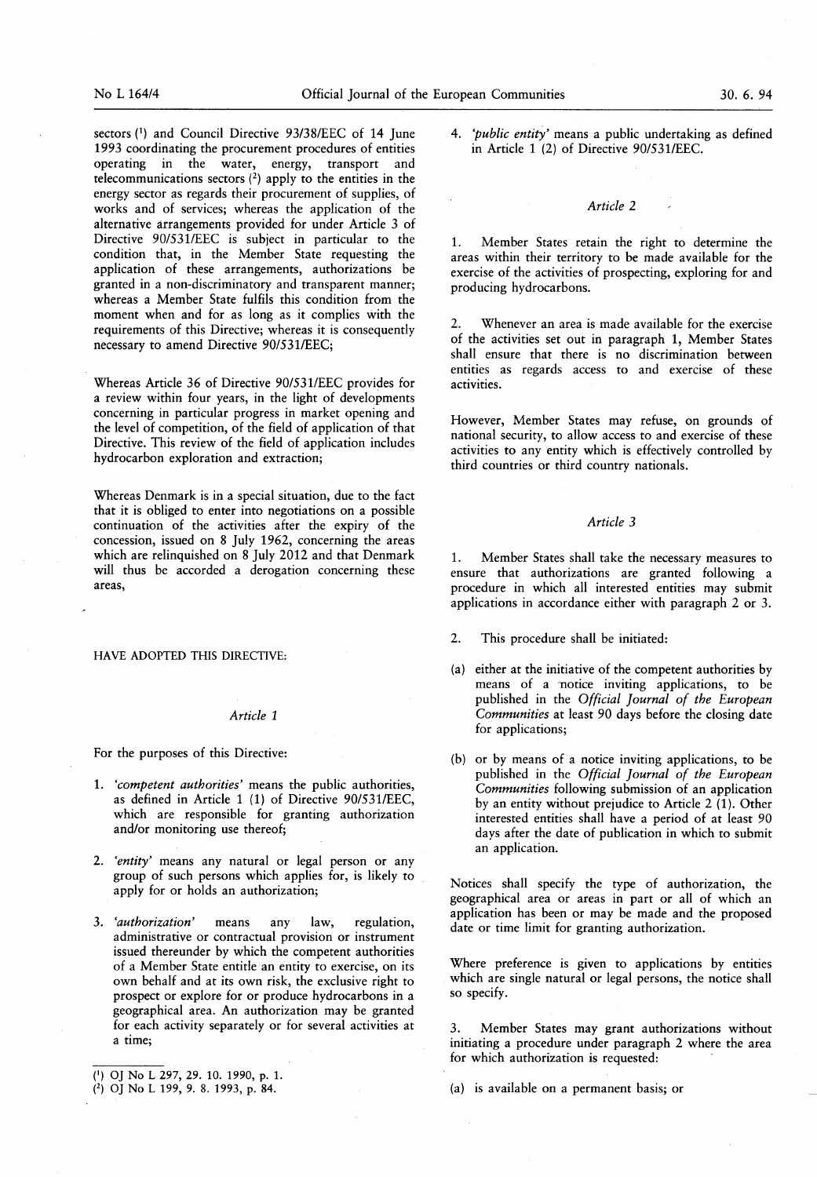sectors [1] and Council Directive 93/38/EEC of 14 June 1993 coordinating the procurement procedures of entities operating in the water, energy, transport and telecommunications sectors [2] apply to the entities in the energy sector as regards their procurement of supplies, of works and of services; whereas the application of the alternative arrangements provided for under Article 3 of Directive 90/531/EEC is subject in particular to the condition that, in the Member State requesting the application of these arrangements, authorizations be granted in a non-discriminatory and transparent manner; whereas a Member State fulfils this condition from the moment when and for as long as it complies with the requirements of this Directive; whereas it is consequently necessary to amend Directive 90/531/EEC;

Whereas Article 36 of Directive 90/531/EEC provides for a review within four years, in the light of developments concerning in particular progress in market opening and the level of competition, of the field of application of that Directive. This review of the field of application includes hydrocarbon exploration and extraction;

Whereas Denmark is in a special situation, due to the fact that it is obliged to enter into negotiations on a possible continuation of the activities after the expiry of the concession, issued on 8 July 1962, concerning the areas which are relinquished on 8 July 2012 and that Denmark will thus be accorded a derogation concerning these areas,

HAVE ADOPTED THIS DIRECTIVE:

*Article 1*

For the purposes of this Directive:

1. *'competent authorities'* means the public authorities, as defined in Article 1 (1) of Directive 90/531/EEC, which are responsible for granting authorization and/or monitoring use thereof;

2. *'entity'* means any natural or legal person or any group of such persons which applies for, is likely to apply for or holds an authorization;

3. *'authorization'* means any law, regulation, administrative or contractual provision or instrument issued thereunder by which the competent authorities of a Member State entitle an entity to exercise, on its own behalf and at its own risk, the exclusive right to prospect or explore for or produce hydrocarbons in a geographical area. An authorization may be granted for each activity separately or for several activities at a time;

4. *'public entity'* means a public undertaking as defined in Article 1 (2) of Directive 90/531/EEC.

*Article 2*

1. Member States retain the right to determine the areas within their territory to be made available for the exercise of the activities of prospecting, exploring for and producing hydrocarbons.

2. Whenever an area is made available for the exercise of the activities set out in paragraph 1, Member States shall ensure that there is no discrimination between entities as regards access to and exercise of these activities.

However, Member States may refuse, on grounds of national security, to allow access to and exercise of these activities to any entity which is effectively controlled by third countries or third country nationals.

*Article 3*

1. Member States shall take the necessary measures to ensure that authorizations are granted following a procedure in which all interested entities may submit applications in accordance either with paragraph 2 or 3.

2. This procedure shall be initiated:

(a) either at the initiative of the competent authorities by means of a notice inviting applications, to be published in the *Official Journal of the European Communities* at least 90 days before the closing date for applications;

(b) or by means of a notice inviting applications, to be published in the *Official Journal of the European Communities* following submission of an application by an entity without prejudice to Article 2 (1). Other interested entities shall have a period of at least 90 days after the date of publication in which to submit an application.

Notices shall specify the type of authorization, the geographical area or areas in part or all of which an application has been or may be made and the proposed date or time limit for granting authorization.

Where preference is given to applications by entities which are single natural or legal persons, the notice shall so specify.

3. Member States may grant authorizations without initiating a procedure under paragraph 2 where the area for which authorization is requested:

(a) is available on a permanent basis; or

---

[1] OJ No L 297, 29. 10. 1990, p. 1.

[2] OJ No L 199, 9. 8. 1993, p. 84.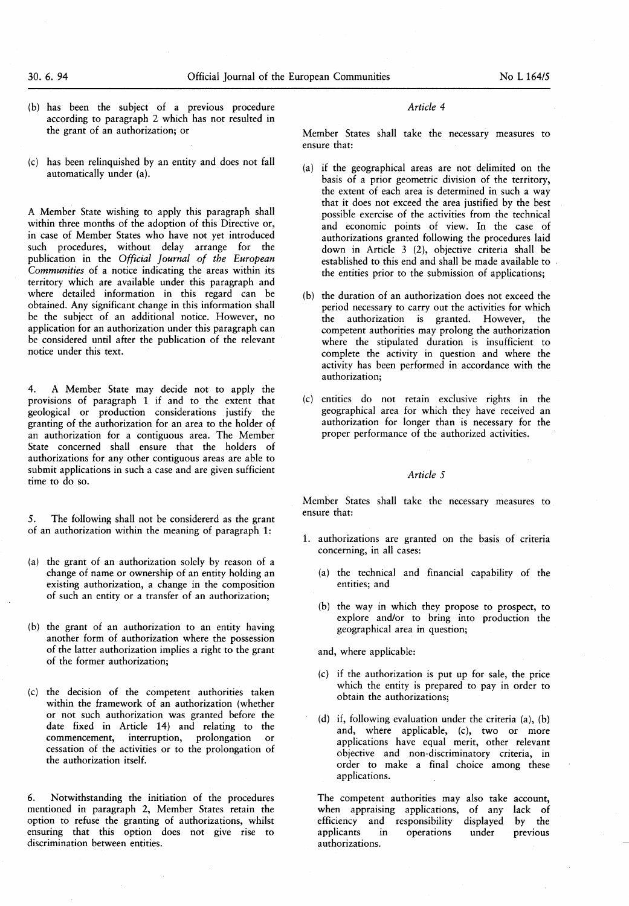(b) has been the subject of a previous procedure according to paragraph 2 which has not resulted in the grant of an authorization; or

(c) has been relinquished by an entity and does not fall automatically under (a).

A Member State wishing to apply this paragraph shall within three months of the adoption of this Directive or, in case of Member States who have not yet introduced such procedures, without delay arrange for the publication in the *Official Journal of the European Communities* of a notice indicating the areas within its territory which are available under this paragraph and where detailed information in this regard can be obtained. Any significant change in this information shall be the subject of an additional notice. However, no application for an authorization under this paragraph can be considered until after the publication of the relevant notice under this text.

4. A Member State may decide not to apply the provisions of paragraph 1 if and to the extent that geological or production considerations justify the granting of the authorization for an area to the holder of an authorization for a contiguous area. The Member State concerned shall ensure that the holders of authorizations for any other contiguous areas are able to submit applications in such a case and are given sufficient time to do so.

5. The following shall not be considererd as the grant of an authorization within the meaning of paragraph 1:

(a) the grant of an authorization solely by reason of a change of name or ownership of an entity holding an existing authorization, a change in the composition of such an entity or a transfer of an authorization;

(b) the grant of an authorization to an entity having another form of authorization where the possession of the latter authorization implies a right to the grant of the former authorization;

(c) the decision of the competent authorities taken within the framework of an authorization (whether or not such authorization was granted before the date fixed in Article 14) and relating to the commencement, interruption, prolongation or cessation of the activities or to the prolongation of the authorization itself.

6. Notwithstanding the initiation of the procedures mentioned in paragraph 2, Member States retain the option to refuse the granting of authorizations, whilst ensuring that this option does not give rise to discrimination between entities.

*Article 4*

Member States shall take the necessary measures to ensure that:

(a) if the geographical areas are not delimited on the basis of a prior geometric division of the territory, the extent of each area is determined in such a way that it does not exceed the area justified by the best possible exercise of the activities from the technical and economic points of view. In the case of authorizations granted following the procedures laid down in Article 3 (2), objective criteria shall be established to this end and shall be made available to the entities prior to the submission of applications;

(b) the duration of an authorization does not exceed the period necessary to carry out the activities for which the authorization is granted. However, the competent authorities may prolong the authorization where the stipulated duration is insufficient to complete the activity in question and where the activity has been performed in accordance with the authorization;

(c) entities do not retain exclusive rights in the geographical area for which they have received an authorization for longer than is necessary for the proper performance of the authorized activities.

*Article 5*

Member States shall take the necessary measures to ensure that:

1. authorizations are granted on the basis of criteria concerning, in all cases:

   (a) the technical and financial capability of the entities; and

   (b) the way in which they propose to prospect, to explore and/or to bring into production the geographical area in question;

   and, where applicable:

   (c) if the authorization is put up for sale, the price which the entity is prepared to pay in order to obtain the authorizations;

   (d) if, following evaluation under the criteria (a), (b) and, where applicable, (c), two or more applications have equal merit, other relevant objective and non-discriminatory criteria, in order to make a final choice among these applications.

   The competent authorities may also take account, when appraising applications, of any lack of efficiency and responsibility displayed by the applicants in operations under previous authorizations.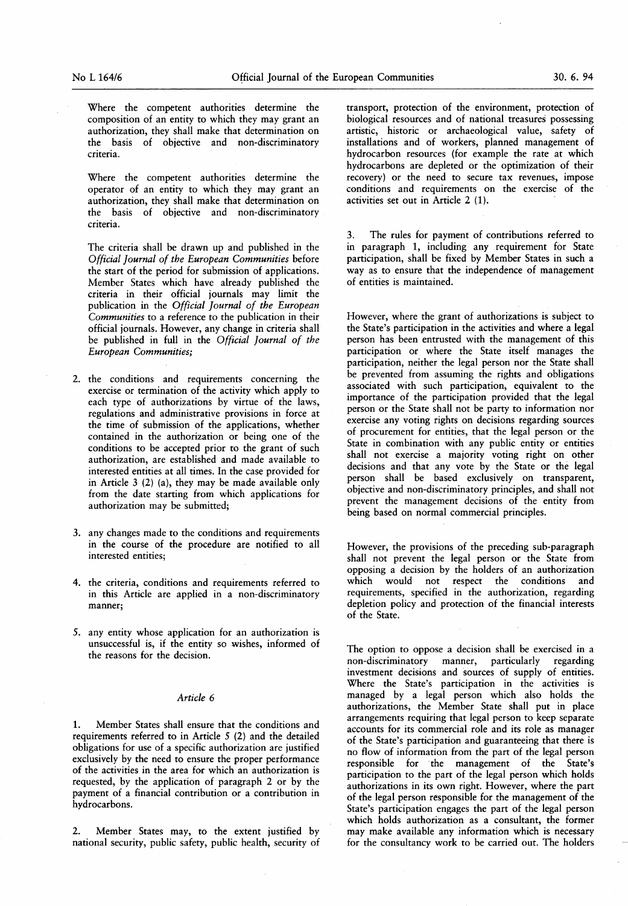Where the competent authorities determine the composition of an entity to which they may grant an authorization, they shall make that determination on the basis of objective and non-discriminatory criteria.

Where the competent authorities determine the operator of an entity to which they may grant an authorization, they shall make that determination on the basis of objective and non-discriminatory criteria.

The criteria shall be drawn up and published in the *Official Journal of the European Communities* before the start of the period for submission of applications. Member States which have already published the criteria in their official journals may limit the publication in the *Official Journal of the European Communities* to a reference to the publication in their official journals. However, any change in criteria shall be published in full in the *Official Journal of the European Communities*;

2. the conditions and requirements concerning the exercise or termination of the activity which apply to each type of authorizations by virtue of the laws, regulations and administrative provisions in force at the time of submission of the applications, whether contained in the authorization or being one of the conditions to be accepted prior to the grant of such authorization, are established and made available to interested entities at all times. In the case provided for in Article 3 (2) (a), they may be made available only from the date starting from which applications for authorization may be submitted;

3. any changes made to the conditions and requirements in the course of the procedure are notified to all interested entities;

4. the criteria, conditions and requirements referred to in this Article are applied in a non-discriminatory manner;

5. any entity whose application for an authorization is unsuccessful is, if the entity so wishes, informed of the reasons for the decision.

*Article 6*

1. Member States shall ensure that the conditions and requirements referred to in Article 5 (2) and the detailed obligations for use of a specific authorization are justified exclusively by the need to ensure the proper performance of the activities in the area for which an authorization is requested, by the application of paragraph 2 or by the payment of a financial contribution or a contribution in hydrocarbons.

2. Member States may, to the extent justified by national security, public safety, public health, security of transport, protection of the environment, protection of biological resources and of national treasures possessing artistic, historic or archaeological value, safety of installations and of workers, planned management of hydrocarbon resources (for example the rate at which hydrocarbons are depleted or the optimization of their recovery) or the need to secure tax revenues, impose conditions and requirements on the exercise of the activities set out in Article 2 (1).

3. The rules for payment of contributions referred to in paragraph 1, including any requirement for State participation, shall be fixed by Member States in such a way as to ensure that the independence of management of entities is maintained.

However, where the grant of authorizations is subject to the State's participation in the activities and where a legal person has been entrusted with the management of this participation or where the State itself manages the participation, neither the legal person nor the State shall be prevented from assuming the rights and obligations associated with such participation, equivalent to the importance of the participation provided that the legal person or the State shall not be party to information nor exercise any voting rights on decisions regarding sources of procurement for entities, that the legal person or the State in combination with any public entity or entities shall not exercise a majority voting right on other decisions and that any vote by the State or the legal person shall be based exclusively on transparent, objective and non-discriminatory principles, and shall not prevent the management decisions of the entity from being based on normal commercial principles.

However, the provisions of the preceding sub-paragraph shall not prevent the legal person or the State from opposing a decision by the holders of an authorization which would not respect the conditions and requirements, specified in the authorization, regarding depletion policy and protection of the financial interests of the State.

The option to oppose a decision shall be exercised in a non-discriminatory manner, particularly regarding investment decisions and sources of supply of entities. Where the State's participation in the activities is managed by a legal person which also holds the authorizations, the Member State shall put in place arrangements requiring that legal person to keep separate accounts for its commercial role and its role as manager of the State's participation and guaranteeing that there is no flow of information from the part of the legal person responsible for the management of the State's participation to the part of the legal person which holds authorizations in its own right. However, where the part of the legal person responsible for the management of the State's participation engages the part of the legal person which holds authorization as a consultant, the former may make available any information which is necessary for the consultancy work to be carried out. The holders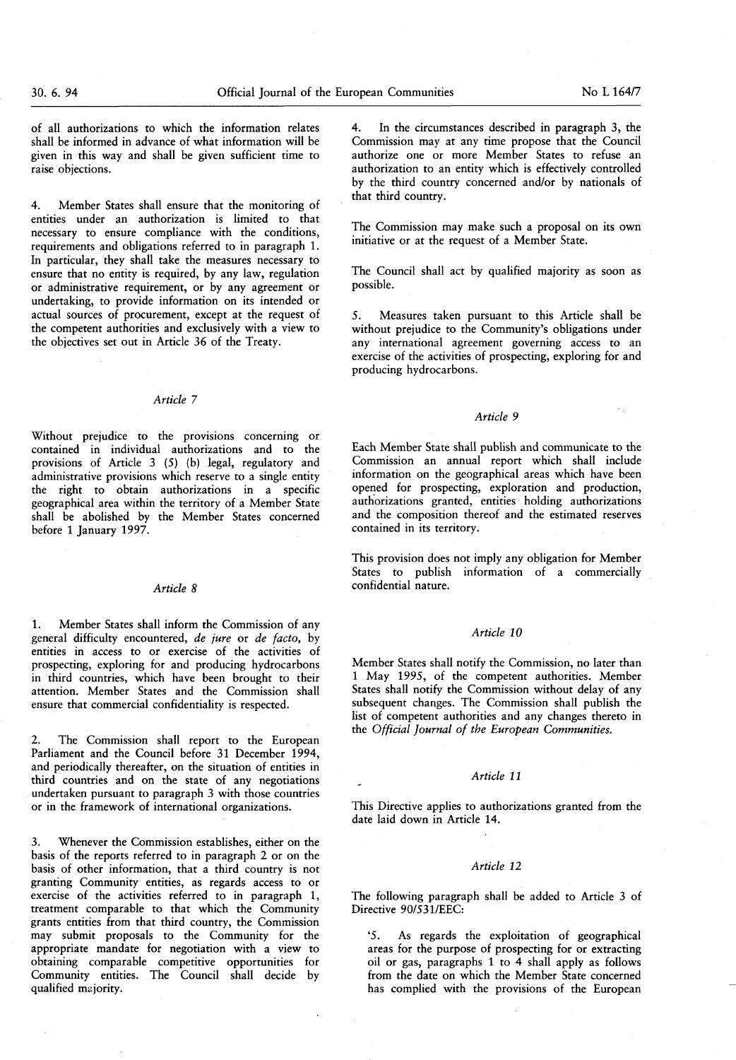of all authorizations to which the information relates shall be informed in advance of what information will be given in this way and shall be given sufficient time to raise objections.

4. Member States shall ensure that the monitoring of entities under an authorization is limited to that necessary to ensure compliance with the conditions, requirements and obligations referred to in paragraph 1. In particular, they shall take the measures necessary to ensure that no entity is required, by any law, regulation or administrative requirement, or by any agreement or undertaking, to provide information on its intended or actual sources of procurement, except at the request of the competent authorities and exclusively with a view to the objectives set out in Article 36 of the Treaty.

### *Article 7*

Without prejudice to the provisions concerning or contained in individual authorizations and to the provisions of Article 3 (5) (b) legal, regulatory and administrative provisions which reserve to a single entity the right to obtain authorizations in a specific geographical area within the territory of a Member State shall be abolished by the Member States concerned before 1 January 1997.

### *Article 8*

1. Member States shall inform the Commission of any general difficulty encountered, *de jure* or *de facto*, by entities in access to or exercise of the activities of prospecting, exploring for and producing hydrocarbons in third countries, which have been brought to their attention. Member States and the Commission shall ensure that commercial confidentiality is respected.

2. The Commission shall report to the European Parliament and the Council before 31 December 1994, and periodically thereafter, on the situation of entities in third countries and on the state of any negotiations undertaken pursuant to paragraph 3 with those countries or in the framework of international organizations.

3. Whenever the Commission establishes, either on the basis of the reports referred to in paragraph 2 or on the basis of other information, that a third country is not granting Community entities, as regards access to or exercise of the activities referred to in paragraph 1, treatment comparable to that which the Community grants entities from that third country, the Commission may submit proposals to the Community for the appropriate mandate for negotiation with a view to obtaining comparable competitive opportunities for Community entities. The Council shall decide by qualified majority.

4. In the circumstances described in paragraph 3, the Commission may at any time propose that the Council authorize one or more Member States to refuse an authorization to an entity which is effectively controlled by the third country concerned and/or by nationals of that third country.

The Commission may make such a proposal on its own initiative or at the request of a Member State.

The Council shall act by qualified majority as soon as possible.

5. Measures taken pursuant to this Article shall be without prejudice to the Community's obligations under any international agreement governing access to an exercise of the activities of prospecting, exploring for and producing hydrocarbons.

### *Article 9*

Each Member State shall publish and communicate to the Commission an annual report which shall include information on the geographical areas which have been opened for prospecting, exploration and production, authorizations granted, entities holding authorizations and the composition thereof and the estimated reserves contained in its territory.

This provision does not imply any obligation for Member States to publish information of a commercially confidential nature.

### *Article 10*

Member States shall notify the Commission, no later than 1 May 1995, of the competent authorities. Member States shall notify the Commission without delay of any subsequent changes. The Commission shall publish the list of competent authorities and any changes thereto in the *Official Journal of the European Communities*.

### *Article 11*

This Directive applies to authorizations granted from the date laid down in Article 14.

### *Article 12*

The following paragraph shall be added to Article 3 of Directive 90/531/EEC:

'5. As regards the exploitation of geographical areas for the purpose of prospecting for or extracting oil or gas, paragraphs 1 to 4 shall apply as follows from the date on which the Member State concerned has complied with the provisions of the European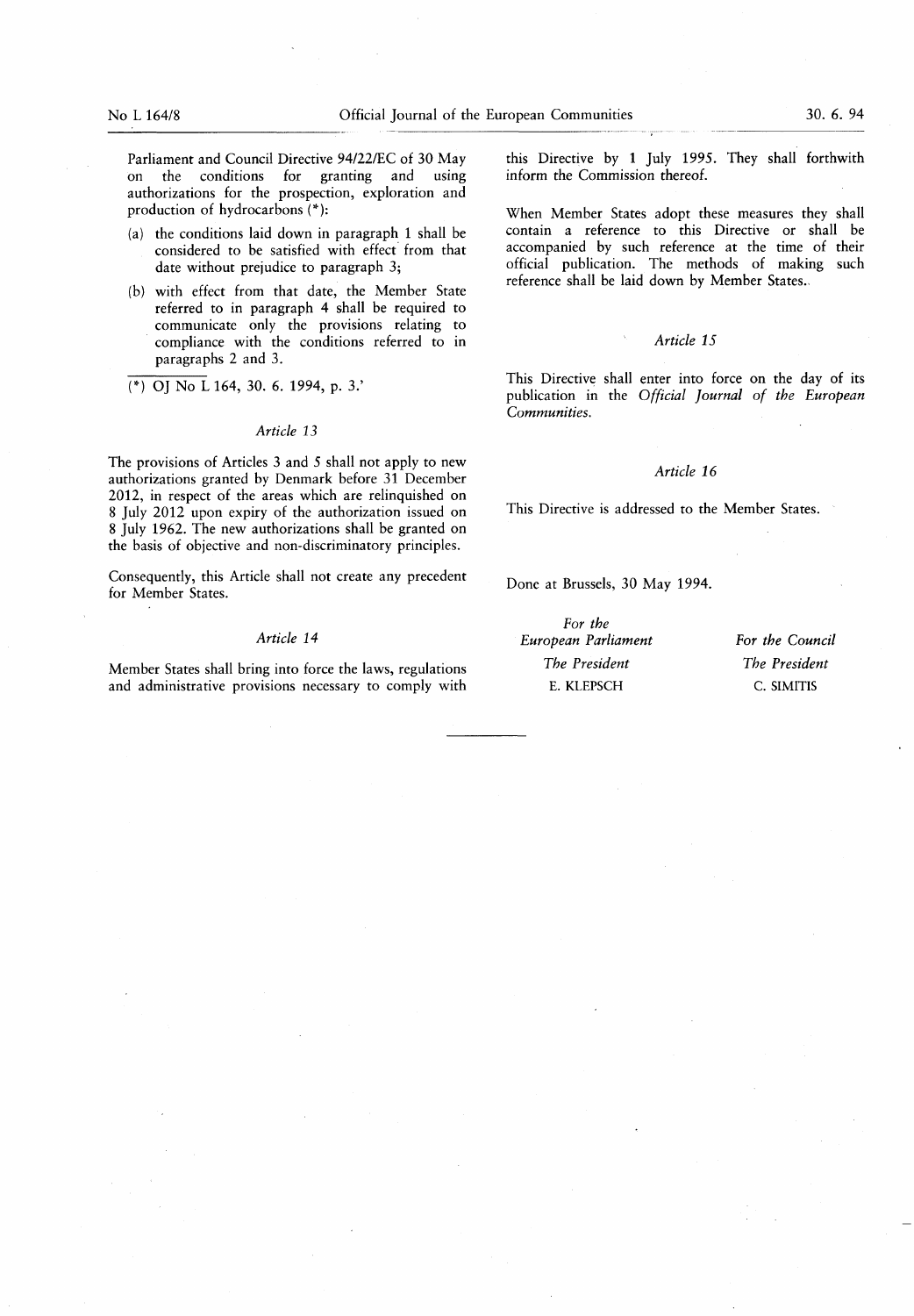Parliament and Council Directive 94/22/EC of 30 May on the conditions for granting and using authorizations for the prospection, exploration and production of hydrocarbons (*):

(a) the conditions laid down in paragraph 1 shall be considered to be satisfied with effect from that date without prejudice to paragraph 3;

(b) with effect from that date, the Member State referred to in paragraph 4 shall be required to communicate only the provisions relating to compliance with the conditions referred to in paragraphs 2 and 3.

(*) OJ No L 164, 30. 6. 1994, p. 3.'

*Article 13*

The provisions of Articles 3 and 5 shall not apply to new authorizations granted by Denmark before 31 December 2012, in respect of the areas which are relinquished on 8 July 2012 upon expiry of the authorization issued on 8 July 1962. The new authorizations shall be granted on the basis of objective and non-discriminatory principles.

Consequently, this Article shall not create any precedent for Member States.

*Article 14*

Member States shall bring into force the laws, regulations and administrative provisions necessary to comply with this Directive by 1 July 1995. They shall forthwith inform the Commission thereof.

When Member States adopt these measures they shall contain a reference to this Directive or shall be accompanied by such reference at the time of their official publication. The methods of making such reference shall be laid down by Member States.

*Article 15*

This Directive shall enter into force on the day of its publication in the *Official Journal of the European Communities*.

*Article 16*

This Directive is addressed to the Member States.

Done at Brussels, 30 May 1994.

| | |
|---|---|
| *For the European Parliament* | *For the Council* |
| *The President* | *The President* |
| E. KLEPSCH | C. SIMITIS |